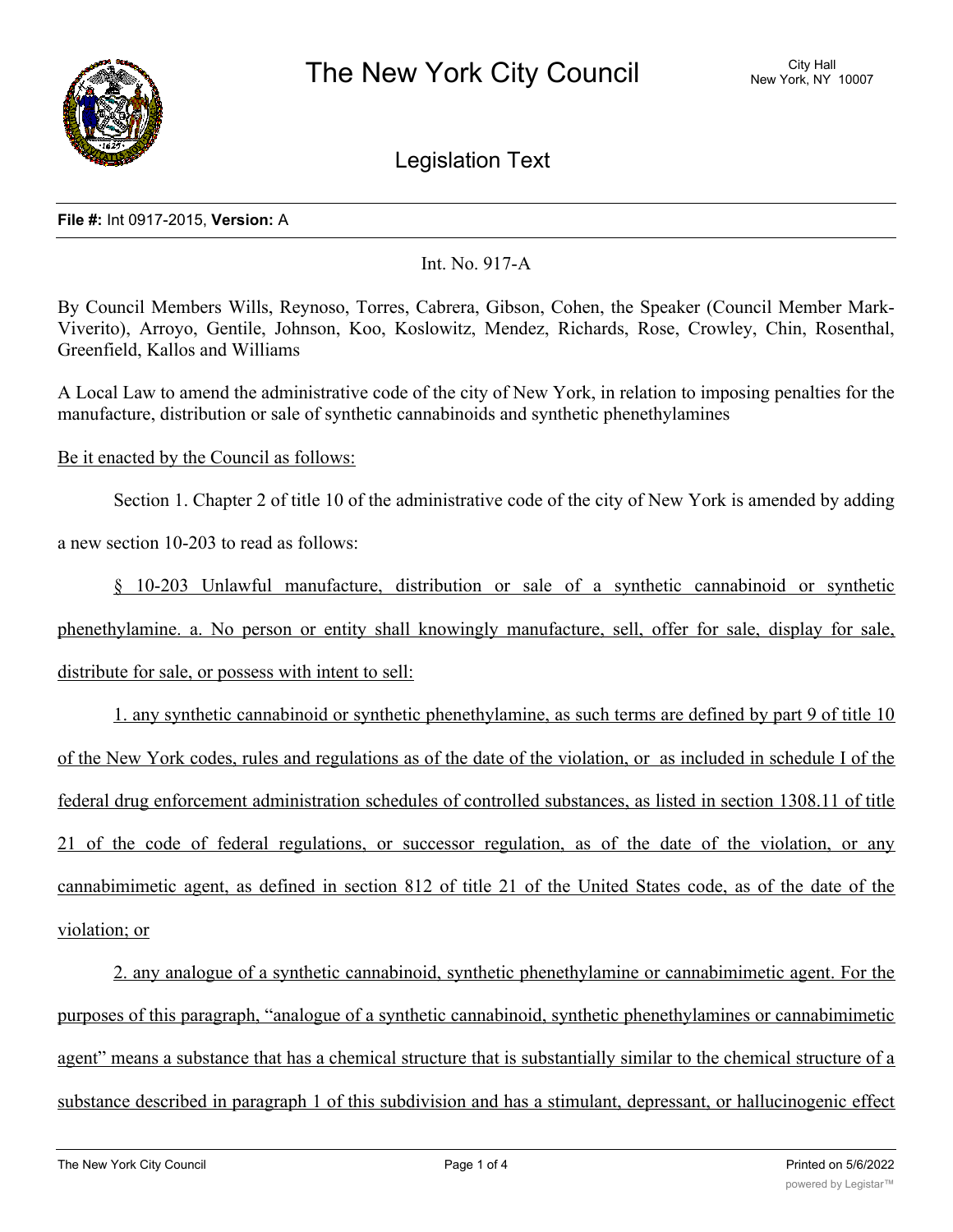# The New York City Council

City Hall
New York, NY 10007

## Legislation Text

**File #:** Int 0917-2015, **Version:** A

Int. No. 917-A

By Council Members Wills, Reynoso, Torres, Cabrera, Gibson, Cohen, the Speaker (Council Member Mark-Viverito), Arroyo, Gentile, Johnson, Koo, Koslowitz, Mendez, Richards, Rose, Crowley, Chin, Rosenthal, Greenfield, Kallos and Williams

A Local Law to amend the administrative code of the city of New York, in relation to imposing penalties for the manufacture, distribution or sale of synthetic cannabinoids and synthetic phenethylamines

Be it enacted by the Council as follows:

Section 1. Chapter 2 of title 10 of the administrative code of the city of New York is amended by adding a new section 10-203 to read as follows:

§ 10-203 Unlawful manufacture, distribution or sale of a synthetic cannabinoid or synthetic phenethylamine. a. No person or entity shall knowingly manufacture, sell, offer for sale, display for sale, distribute for sale, or possess with intent to sell:

1. any synthetic cannabinoid or synthetic phenethylamine, as such terms are defined by part 9 of title 10 of the New York codes, rules and regulations as of the date of the violation, or as included in schedule I of the federal drug enforcement administration schedules of controlled substances, as listed in section 1308.11 of title 21 of the code of federal regulations, or successor regulation, as of the date of the violation, or any cannabimimetic agent, as defined in section 812 of title 21 of the United States code, as of the date of the violation; or

2. any analogue of a synthetic cannabinoid, synthetic phenethylamine or cannabimimetic agent. For the purposes of this paragraph, "analogue of a synthetic cannabinoid, synthetic phenethylamines or cannabimimetic agent" means a substance that has a chemical structure that is substantially similar to the chemical structure of a substance described in paragraph 1 of this subdivision and has a stimulant, depressant, or hallucinogenic effect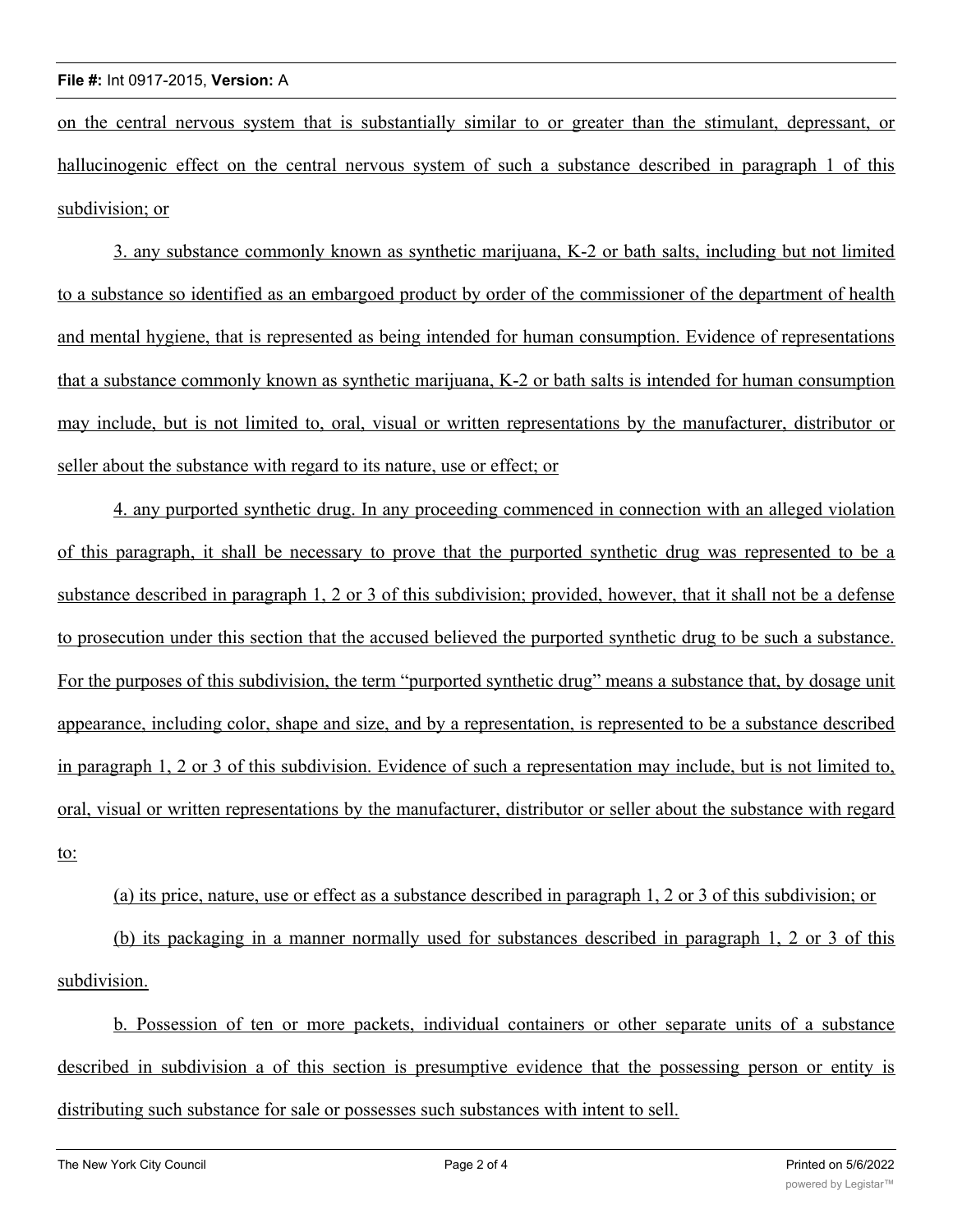on the central nervous system that is substantially similar to or greater than the stimulant, depressant, or hallucinogenic effect on the central nervous system of such a substance described in paragraph 1 of this subdivision; or

3. any substance commonly known as synthetic marijuana, K-2 or bath salts, including but not limited to a substance so identified as an embargoed product by order of the commissioner of the department of health and mental hygiene, that is represented as being intended for human consumption. Evidence of representations that a substance commonly known as synthetic marijuana, K-2 or bath salts is intended for human consumption may include, but is not limited to, oral, visual or written representations by the manufacturer, distributor or seller about the substance with regard to its nature, use or effect; or

4. any purported synthetic drug. In any proceeding commenced in connection with an alleged violation of this paragraph, it shall be necessary to prove that the purported synthetic drug was represented to be a substance described in paragraph 1, 2 or 3 of this subdivision; provided, however, that it shall not be a defense to prosecution under this section that the accused believed the purported synthetic drug to be such a substance. For the purposes of this subdivision, the term "purported synthetic drug" means a substance that, by dosage unit appearance, including color, shape and size, and by a representation, is represented to be a substance described in paragraph 1, 2 or 3 of this subdivision. Evidence of such a representation may include, but is not limited to, oral, visual or written representations by the manufacturer, distributor or seller about the substance with regard to:

(a) its price, nature, use or effect as a substance described in paragraph 1, 2 or 3 of this subdivision; or

(b) its packaging in a manner normally used for substances described in paragraph 1, 2 or 3 of this subdivision.

b. Possession of ten or more packets, individual containers or other separate units of a substance described in subdivision a of this section is presumptive evidence that the possessing person or entity is distributing such substance for sale or possesses such substances with intent to sell.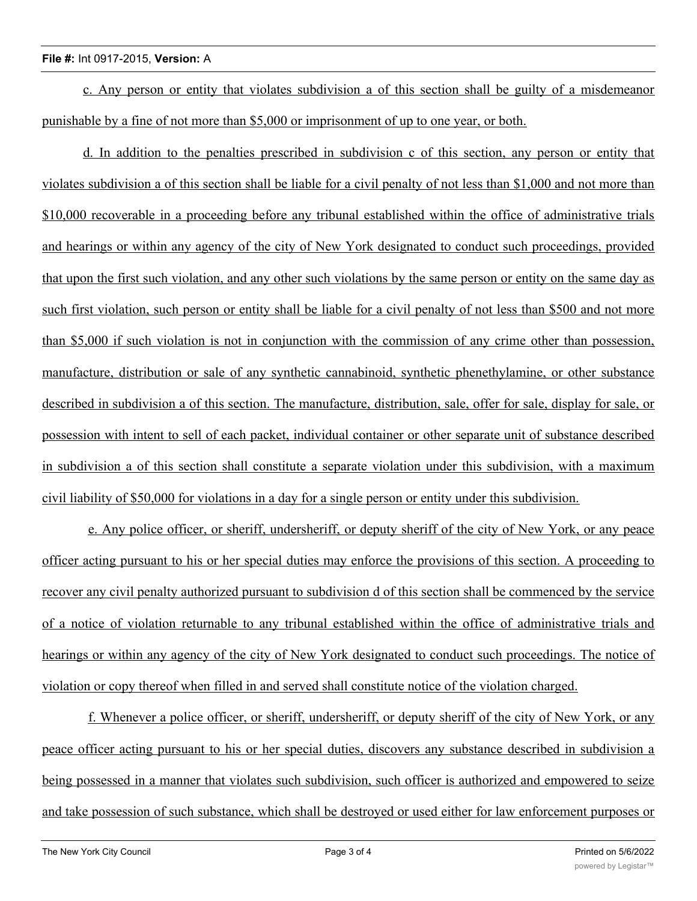c. Any person or entity that violates subdivision a of this section shall be guilty of a misdemeanor punishable by a fine of not more than $5,000 or imprisonment of up to one year, or both.

d. In addition to the penalties prescribed in subdivision c of this section, any person or entity that violates subdivision a of this section shall be liable for a civil penalty of not less than $1,000 and not more than $10,000 recoverable in a proceeding before any tribunal established within the office of administrative trials and hearings or within any agency of the city of New York designated to conduct such proceedings, provided that upon the first such violation, and any other such violations by the same person or entity on the same day as such first violation, such person or entity shall be liable for a civil penalty of not less than $500 and not more than $5,000 if such violation is not in conjunction with the commission of any crime other than possession, manufacture, distribution or sale of any synthetic cannabinoid, synthetic phenethylamine, or other substance described in subdivision a of this section. The manufacture, distribution, sale, offer for sale, display for sale, or possession with intent to sell of each packet, individual container or other separate unit of substance described in subdivision a of this section shall constitute a separate violation under this subdivision, with a maximum civil liability of $50,000 for violations in a day for a single person or entity under this subdivision.

e. Any police officer, or sheriff, undersheriff, or deputy sheriff of the city of New York, or any peace officer acting pursuant to his or her special duties may enforce the provisions of this section. A proceeding to recover any civil penalty authorized pursuant to subdivision d of this section shall be commenced by the service of a notice of violation returnable to any tribunal established within the office of administrative trials and hearings or within any agency of the city of New York designated to conduct such proceedings. The notice of violation or copy thereof when filled in and served shall constitute notice of the violation charged.

f. Whenever a police officer, or sheriff, undersheriff, or deputy sheriff of the city of New York, or any peace officer acting pursuant to his or her special duties, discovers any substance described in subdivision a being possessed in a manner that violates such subdivision, such officer is authorized and empowered to seize and take possession of such substance, which shall be destroyed or used either for law enforcement purposes or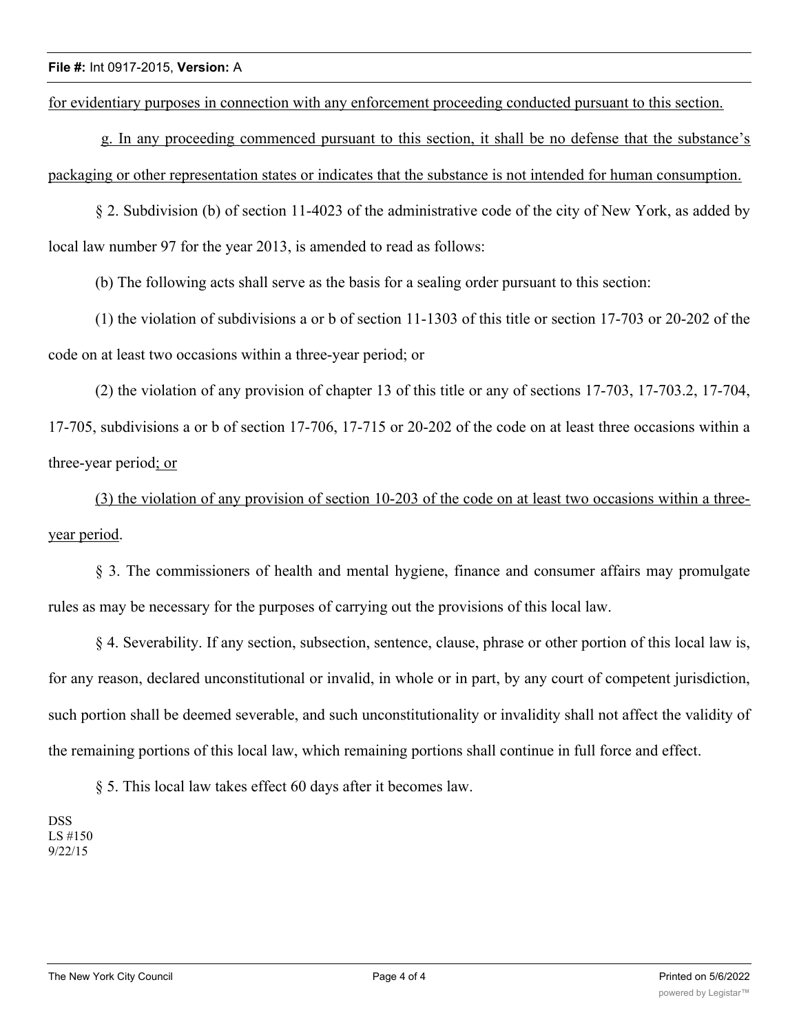for evidentiary purposes in connection with any enforcement proceeding conducted pursuant to this section.

g. In any proceeding commenced pursuant to this section, it shall be no defense that the substance's packaging or other representation states or indicates that the substance is not intended for human consumption.

§ 2. Subdivision (b) of section 11-4023 of the administrative code of the city of New York, as added by local law number 97 for the year 2013, is amended to read as follows:

(b) The following acts shall serve as the basis for a sealing order pursuant to this section:

(1) the violation of subdivisions a or b of section 11-1303 of this title or section 17-703 or 20-202 of the code on at least two occasions within a three-year period; or

(2) the violation of any provision of chapter 13 of this title or any of sections 17-703, 17-703.2, 17-704, 17-705, subdivisions a or b of section 17-706, 17-715 or 20-202 of the code on at least three occasions within a three-year period; or

(3) the violation of any provision of section 10-203 of the code on at least two occasions within a three-year period.

§ 3. The commissioners of health and mental hygiene, finance and consumer affairs may promulgate rules as may be necessary for the purposes of carrying out the provisions of this local law.

§ 4. Severability. If any section, subsection, sentence, clause, phrase or other portion of this local law is, for any reason, declared unconstitutional or invalid, in whole or in part, by any court of competent jurisdiction, such portion shall be deemed severable, and such unconstitutionality or invalidity shall not affect the validity of the remaining portions of this local law, which remaining portions shall continue in full force and effect.

§ 5. This local law takes effect 60 days after it becomes law.

DSS
LS #150
9/22/15